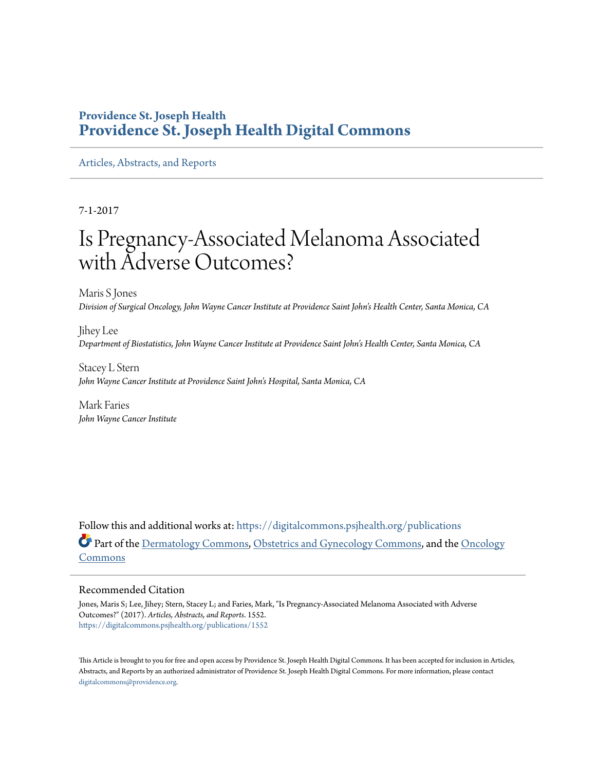Providence St. Joseph Health

**Providence St. Joseph Health Digital Commons**

Articles, Abstracts, and Reports

---

7-1-2017

# Is Pregnancy-Associated Melanoma Associated with Adverse Outcomes?

Maris S Jones
*Division of Surgical Oncology, John Wayne Cancer Institute at Providence Saint John's Health Center, Santa Monica, CA*

Jihey Lee
*Department of Biostatistics, John Wayne Cancer Institute at Providence Saint John's Health Center, Santa Monica, CA*

Stacey L Stern
*John Wayne Cancer Institute at Providence Saint John's Hospital, Santa Monica, CA*

Mark Faries
*John Wayne Cancer Institute*

Follow this and additional works at: https://digitalcommons.psjhealth.org/publications

Part of the Dermatology Commons, Obstetrics and Gynecology Commons, and the Oncology Commons

## Recommended Citation

Jones, Maris S; Lee, Jihey; Stern, Stacey L; and Faries, Mark, "Is Pregnancy-Associated Melanoma Associated with Adverse Outcomes?" (2017). *Articles, Abstracts, and Reports*. 1552.
https://digitalcommons.psjhealth.org/publications/1552

This Article is brought to you for free and open access by Providence St. Joseph Health Digital Commons. It has been accepted for inclusion in Articles, Abstracts, and Reports by an authorized administrator of Providence St. Joseph Health Digital Commons. For more information, please contact digitalcommons@providence.org.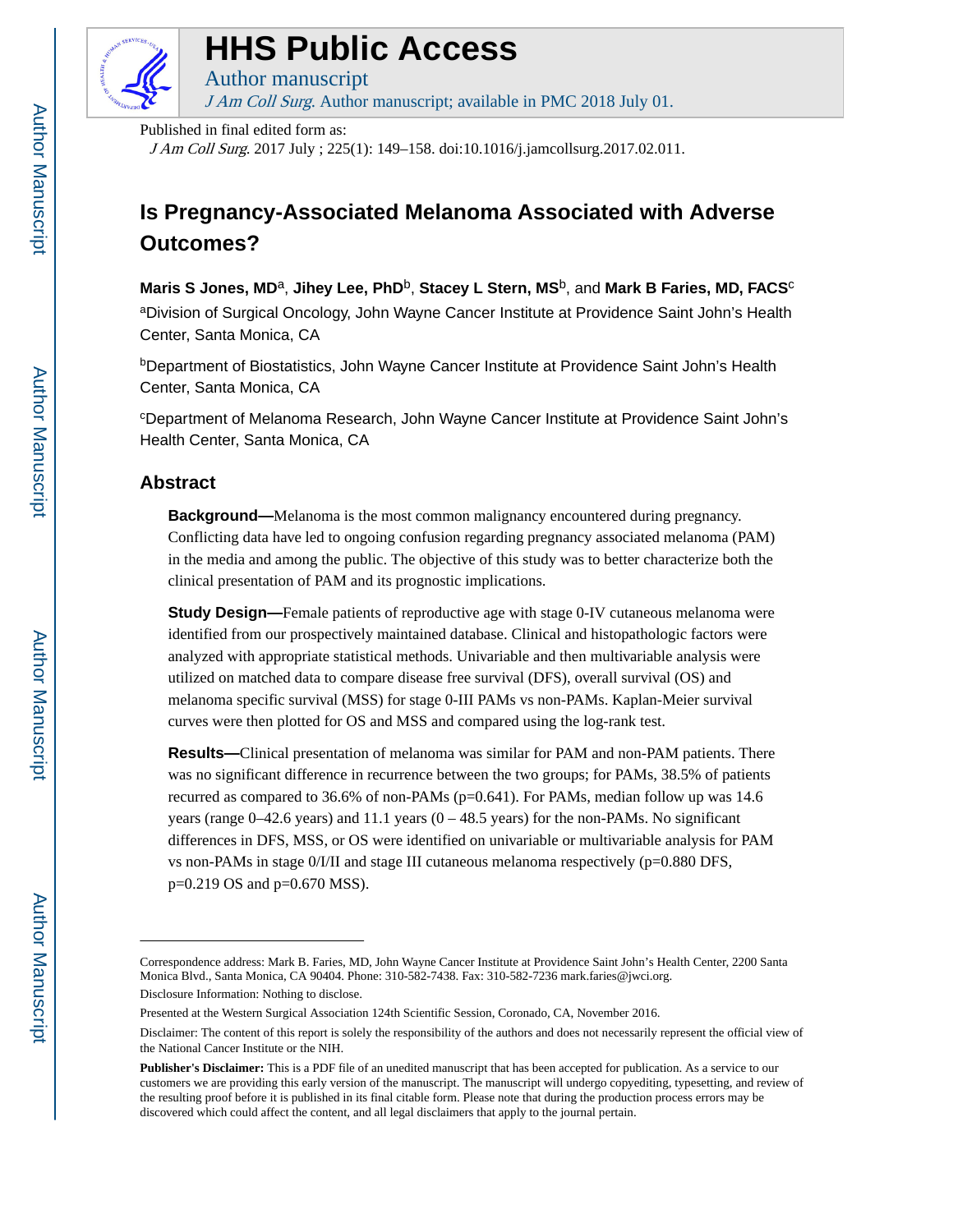# Is Pregnancy-Associated Melanoma Associated with Adverse Outcomes?

**Maris S Jones, MD**[a], **Jihey Lee, PhD**[b], **Stacey L Stern, MS**[b], and **Mark B Faries, MD, FACS**[c]

[a]Division of Surgical Oncology, John Wayne Cancer Institute at Providence Saint John's Health Center, Santa Monica, CA

[b]Department of Biostatistics, John Wayne Cancer Institute at Providence Saint John's Health Center, Santa Monica, CA

[c]Department of Melanoma Research, John Wayne Cancer Institute at Providence Saint John's Health Center, Santa Monica, CA

## Abstract

**Background—**Melanoma is the most common malignancy encountered during pregnancy. Conflicting data have led to ongoing confusion regarding pregnancy associated melanoma (PAM) in the media and among the public. The objective of this study was to better characterize both the clinical presentation of PAM and its prognostic implications.

**Study Design—**Female patients of reproductive age with stage 0-IV cutaneous melanoma were identified from our prospectively maintained database. Clinical and histopathologic factors were analyzed with appropriate statistical methods. Univariable and then multivariable analysis were utilized on matched data to compare disease free survival (DFS), overall survival (OS) and melanoma specific survival (MSS) for stage 0-III PAMs vs non-PAMs. Kaplan-Meier survival curves were then plotted for OS and MSS and compared using the log-rank test.

**Results—**Clinical presentation of melanoma was similar for PAM and non-PAM patients. There was no significant difference in recurrence between the two groups; for PAMs, 38.5% of patients recurred as compared to 36.6% of non-PAMs (p=0.641). For PAMs, median follow up was 14.6 years (range 0–42.6 years) and 11.1 years (0 – 48.5 years) for the non-PAMs. No significant differences in DFS, MSS, or OS were identified on univariable or multivariable analysis for PAM vs non-PAMs in stage 0/I/II and stage III cutaneous melanoma respectively (p=0.880 DFS, p=0.219 OS and p=0.670 MSS).

---

Correspondence address: Mark B. Faries, MD, John Wayne Cancer Institute at Providence Saint John's Health Center, 2200 Santa Monica Blvd., Santa Monica, CA 90404. Phone: 310-582-7438. Fax: 310-582-7236 mark.faries@jwci.org.

Disclosure Information: Nothing to disclose.

Presented at the Western Surgical Association 124th Scientific Session, Coronado, CA, November 2016.

Disclaimer: The content of this report is solely the responsibility of the authors and does not necessarily represent the official view of the National Cancer Institute or the NIH.

**Publisher's Disclaimer:** This is a PDF file of an unedited manuscript that has been accepted for publication. As a service to our customers we are providing this early version of the manuscript. The manuscript will undergo copyediting, typesetting, and review of the resulting proof before it is published in its final citable form. Please note that during the production process errors may be discovered which could affect the content, and all legal disclaimers that apply to the journal pertain.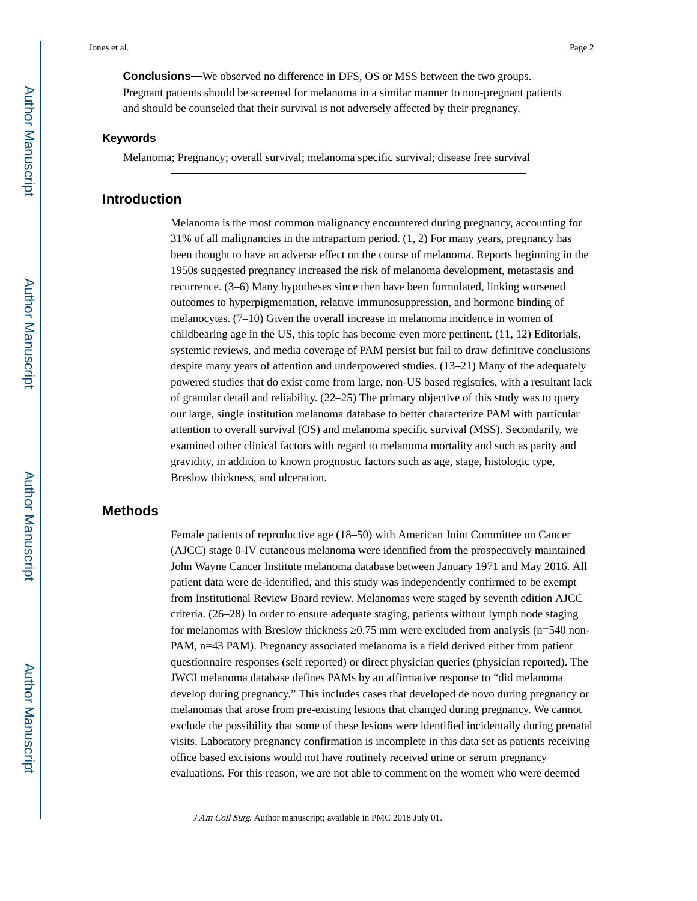**Conclusions—**We observed no difference in DFS, OS or MSS between the two groups. Pregnant patients should be screened for melanoma in a similar manner to non-pregnant patients and should be counseled that their survival is not adversely affected by their pregnancy.

### Keywords

Melanoma; Pregnancy; overall survival; melanoma specific survival; disease free survival

## Introduction

Melanoma is the most common malignancy encountered during pregnancy, accounting for 31% of all malignancies in the intrapartum period. (1, 2) For many years, pregnancy has been thought to have an adverse effect on the course of melanoma. Reports beginning in the 1950s suggested pregnancy increased the risk of melanoma development, metastasis and recurrence. (3–6) Many hypotheses since then have been formulated, linking worsened outcomes to hyperpigmentation, relative immunosuppression, and hormone binding of melanocytes. (7–10) Given the overall increase in melanoma incidence in women of childbearing age in the US, this topic has become even more pertinent. (11, 12) Editorials, systemic reviews, and media coverage of PAM persist but fail to draw definitive conclusions despite many years of attention and underpowered studies. (13–21) Many of the adequately powered studies that do exist come from large, non-US based registries, with a resultant lack of granular detail and reliability. (22–25) The primary objective of this study was to query our large, single institution melanoma database to better characterize PAM with particular attention to overall survival (OS) and melanoma specific survival (MSS). Secondarily, we examined other clinical factors with regard to melanoma mortality and such as parity and gravidity, in addition to known prognostic factors such as age, stage, histologic type, Breslow thickness, and ulceration.

## Methods

Female patients of reproductive age (18–50) with American Joint Committee on Cancer (AJCC) stage 0-IV cutaneous melanoma were identified from the prospectively maintained John Wayne Cancer Institute melanoma database between January 1971 and May 2016. All patient data were de-identified, and this study was independently confirmed to be exempt from Institutional Review Board review. Melanomas were staged by seventh edition AJCC criteria. (26–28) In order to ensure adequate staging, patients without lymph node staging for melanomas with Breslow thickness ≥0.75 mm were excluded from analysis (n=540 non-PAM, n=43 PAM). Pregnancy associated melanoma is a field derived either from patient questionnaire responses (self reported) or direct physician queries (physician reported). The JWCI melanoma database defines PAMs by an affirmative response to "did melanoma develop during pregnancy." This includes cases that developed de novo during pregnancy or melanomas that arose from pre-existing lesions that changed during pregnancy. We cannot exclude the possibility that some of these lesions were identified incidentally during prenatal visits. Laboratory pregnancy confirmation is incomplete in this data set as patients receiving office based excisions would not have routinely received urine or serum pregnancy evaluations. For this reason, we are not able to comment on the women who were deemed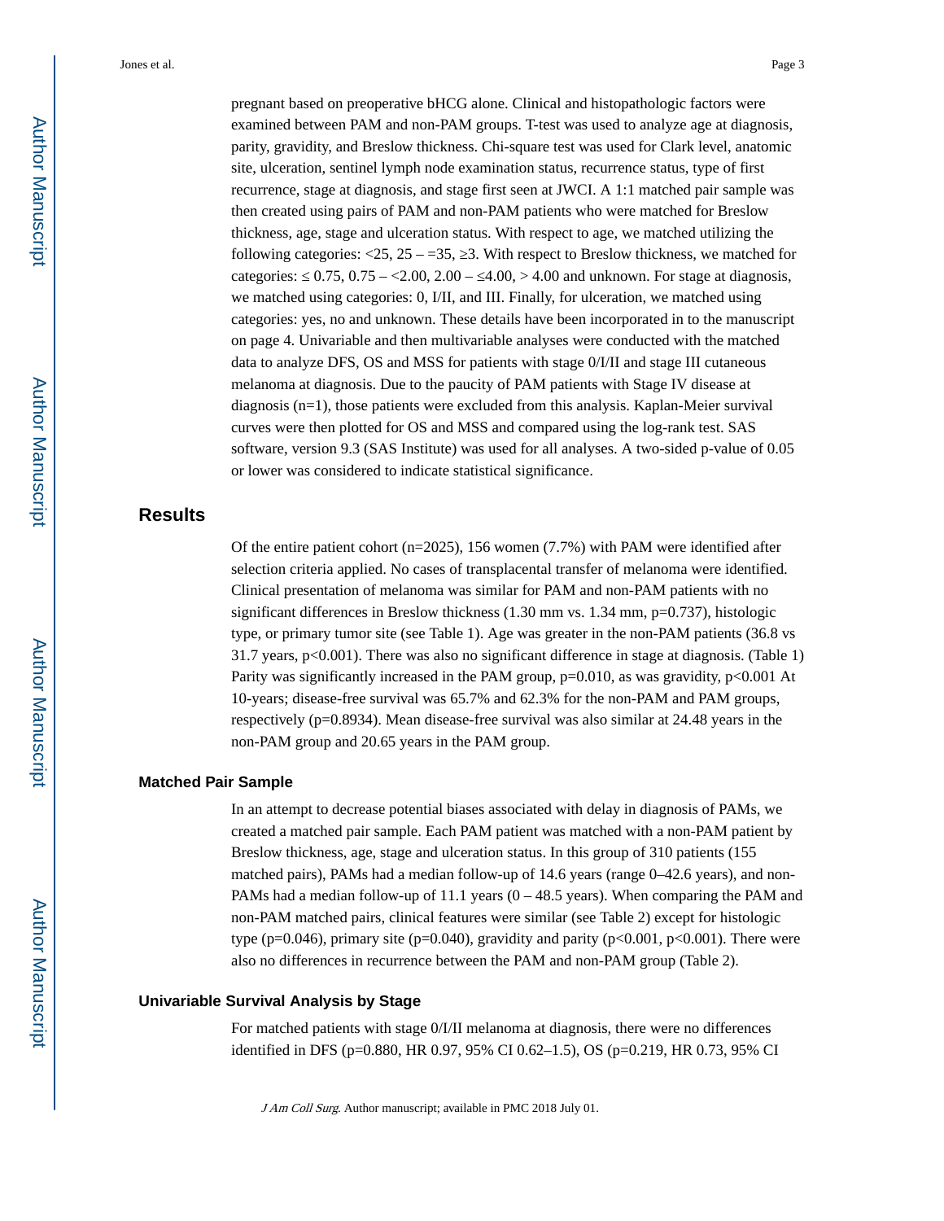pregnant based on preoperative bHCG alone. Clinical and histopathologic factors were examined between PAM and non-PAM groups. T-test was used to analyze age at diagnosis, parity, gravidity, and Breslow thickness. Chi-square test was used for Clark level, anatomic site, ulceration, sentinel lymph node examination status, recurrence status, type of first recurrence, stage at diagnosis, and stage first seen at JWCI. A 1:1 matched pair sample was then created using pairs of PAM and non-PAM patients who were matched for Breslow thickness, age, stage and ulceration status. With respect to age, we matched utilizing the following categories: <25, 25 – =35, ≥3. With respect to Breslow thickness, we matched for categories: ≤ 0.75, 0.75 – <2.00, 2.00 – ≤4.00, > 4.00 and unknown. For stage at diagnosis, we matched using categories: 0, I/II, and III. Finally, for ulceration, we matched using categories: yes, no and unknown. These details have been incorporated in to the manuscript on page 4. Univariable and then multivariable analyses were conducted with the matched data to analyze DFS, OS and MSS for patients with stage 0/I/II and stage III cutaneous melanoma at diagnosis. Due to the paucity of PAM patients with Stage IV disease at diagnosis (n=1), those patients were excluded from this analysis. Kaplan-Meier survival curves were then plotted for OS and MSS and compared using the log-rank test. SAS software, version 9.3 (SAS Institute) was used for all analyses. A two-sided p-value of 0.05 or lower was considered to indicate statistical significance.

## Results

Of the entire patient cohort (n=2025), 156 women (7.7%) with PAM were identified after selection criteria applied. No cases of transplacental transfer of melanoma were identified. Clinical presentation of melanoma was similar for PAM and non-PAM patients with no significant differences in Breslow thickness (1.30 mm vs. 1.34 mm, p=0.737), histologic type, or primary tumor site (see Table 1). Age was greater in the non-PAM patients (36.8 vs 31.7 years, p<0.001). There was also no significant difference in stage at diagnosis. (Table 1) Parity was significantly increased in the PAM group, p=0.010, as was gravidity, p<0.001 At 10-years; disease-free survival was 65.7% and 62.3% for the non-PAM and PAM groups, respectively (p=0.8934). Mean disease-free survival was also similar at 24.48 years in the non-PAM group and 20.65 years in the PAM group.

### Matched Pair Sample

In an attempt to decrease potential biases associated with delay in diagnosis of PAMs, we created a matched pair sample. Each PAM patient was matched with a non-PAM patient by Breslow thickness, age, stage and ulceration status. In this group of 310 patients (155 matched pairs), PAMs had a median follow-up of 14.6 years (range 0–42.6 years), and non-PAMs had a median follow-up of 11.1 years (0 – 48.5 years). When comparing the PAM and non-PAM matched pairs, clinical features were similar (see Table 2) except for histologic type (p=0.046), primary site (p=0.040), gravidity and parity (p<0.001, p<0.001). There were also no differences in recurrence between the PAM and non-PAM group (Table 2).

### Univariable Survival Analysis by Stage

For matched patients with stage 0/I/II melanoma at diagnosis, there were no differences identified in DFS (p=0.880, HR 0.97, 95% CI 0.62–1.5), OS (p=0.219, HR 0.73, 95% CI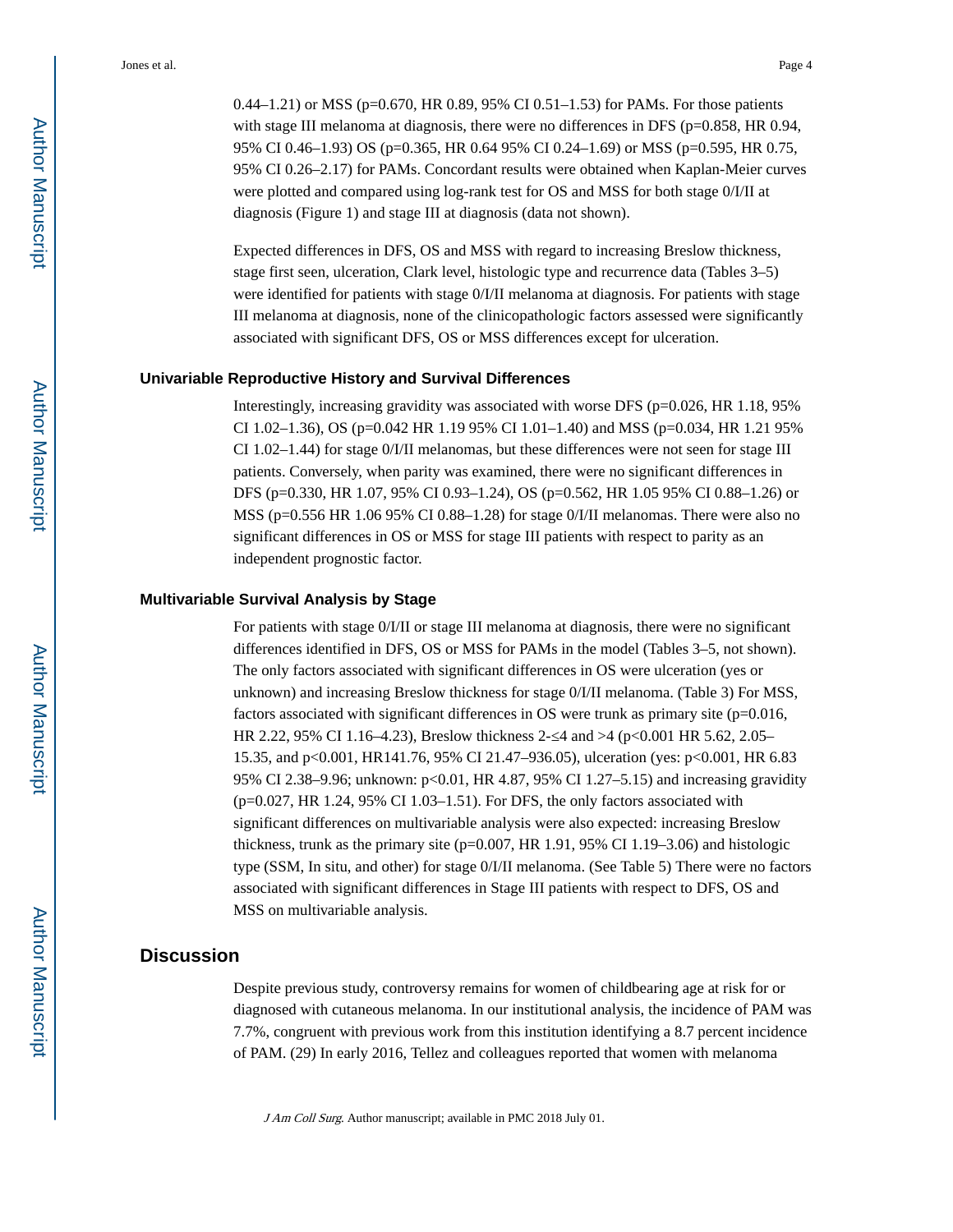0.44–1.21) or MSS (p=0.670, HR 0.89, 95% CI 0.51–1.53) for PAMs. For those patients with stage III melanoma at diagnosis, there were no differences in DFS (p=0.858, HR 0.94, 95% CI 0.46–1.93) OS (p=0.365, HR 0.64 95% CI 0.24–1.69) or MSS (p=0.595, HR 0.75, 95% CI 0.26–2.17) for PAMs. Concordant results were obtained when Kaplan-Meier curves were plotted and compared using log-rank test for OS and MSS for both stage 0/I/II at diagnosis (Figure 1) and stage III at diagnosis (data not shown).

Expected differences in DFS, OS and MSS with regard to increasing Breslow thickness, stage first seen, ulceration, Clark level, histologic type and recurrence data (Tables 3–5) were identified for patients with stage 0/I/II melanoma at diagnosis. For patients with stage III melanoma at diagnosis, none of the clinicopathologic factors assessed were significantly associated with significant DFS, OS or MSS differences except for ulceration.

### Univariable Reproductive History and Survival Differences

Interestingly, increasing gravidity was associated with worse DFS (p=0.026, HR 1.18, 95% CI 1.02–1.36), OS (p=0.042 HR 1.19 95% CI 1.01–1.40) and MSS (p=0.034, HR 1.21 95% CI 1.02–1.44) for stage 0/I/II melanomas, but these differences were not seen for stage III patients. Conversely, when parity was examined, there were no significant differences in DFS (p=0.330, HR 1.07, 95% CI 0.93–1.24), OS (p=0.562, HR 1.05 95% CI 0.88–1.26) or MSS (p=0.556 HR 1.06 95% CI 0.88–1.28) for stage 0/I/II melanomas. There were also no significant differences in OS or MSS for stage III patients with respect to parity as an independent prognostic factor.

### Multivariable Survival Analysis by Stage

For patients with stage 0/I/II or stage III melanoma at diagnosis, there were no significant differences identified in DFS, OS or MSS for PAMs in the model (Tables 3–5, not shown). The only factors associated with significant differences in OS were ulceration (yes or unknown) and increasing Breslow thickness for stage 0/I/II melanoma. (Table 3) For MSS, factors associated with significant differences in OS were trunk as primary site (p=0.016, HR 2.22, 95% CI 1.16–4.23), Breslow thickness 2-≤4 and >4 (p<0.001 HR 5.62, 2.05–15.35, and p<0.001, HR141.76, 95% CI 21.47–936.05), ulceration (yes: p<0.001, HR 6.83 95% CI 2.38–9.96; unknown: p<0.01, HR 4.87, 95% CI 1.27–5.15) and increasing gravidity (p=0.027, HR 1.24, 95% CI 1.03–1.51). For DFS, the only factors associated with significant differences on multivariable analysis were also expected: increasing Breslow thickness, trunk as the primary site (p=0.007, HR 1.91, 95% CI 1.19–3.06) and histologic type (SSM, In situ, and other) for stage 0/I/II melanoma. (See Table 5) There were no factors associated with significant differences in Stage III patients with respect to DFS, OS and MSS on multivariable analysis.

## Discussion

Despite previous study, controversy remains for women of childbearing age at risk for or diagnosed with cutaneous melanoma. In our institutional analysis, the incidence of PAM was 7.7%, congruent with previous work from this institution identifying a 8.7 percent incidence of PAM. (29) In early 2016, Tellez and colleagues reported that women with melanoma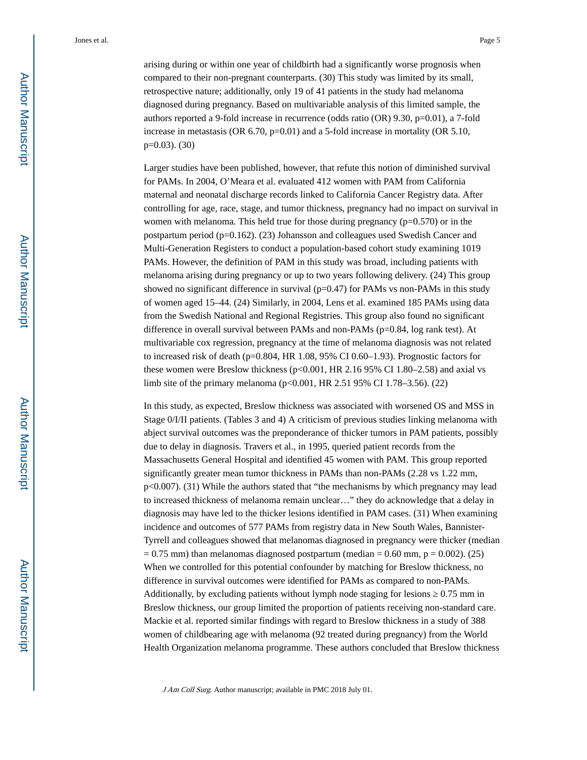arising during or within one year of childbirth had a significantly worse prognosis when compared to their non-pregnant counterparts. (30) This study was limited by its small, retrospective nature; additionally, only 19 of 41 patients in the study had melanoma diagnosed during pregnancy. Based on multivariable analysis of this limited sample, the authors reported a 9-fold increase in recurrence (odds ratio (OR) 9.30, p=0.01), a 7-fold increase in metastasis (OR 6.70, p=0.01) and a 5-fold increase in mortality (OR 5.10, p=0.03). (30)

Larger studies have been published, however, that refute this notion of diminished survival for PAMs. In 2004, O'Meara et al. evaluated 412 women with PAM from California maternal and neonatal discharge records linked to California Cancer Registry data. After controlling for age, race, stage, and tumor thickness, pregnancy had no impact on survival in women with melanoma. This held true for those during pregnancy (p=0.570) or in the postpartum period (p=0.162). (23) Johansson and colleagues used Swedish Cancer and Multi-Generation Registers to conduct a population-based cohort study examining 1019 PAMs. However, the definition of PAM in this study was broad, including patients with melanoma arising during pregnancy or up to two years following delivery. (24) This group showed no significant difference in survival (p=0.47) for PAMs vs non-PAMs in this study of women aged 15–44. (24) Similarly, in 2004, Lens et al. examined 185 PAMs using data from the Swedish National and Regional Registries. This group also found no significant difference in overall survival between PAMs and non-PAMs (p=0.84, log rank test). At multivariable cox regression, pregnancy at the time of melanoma diagnosis was not related to increased risk of death (p=0.804, HR 1.08, 95% CI 0.60–1.93). Prognostic factors for these women were Breslow thickness (p<0.001, HR 2.16 95% CI 1.80–2.58) and axial vs limb site of the primary melanoma (p<0.001, HR 2.51 95% CI 1.78–3.56). (22)

In this study, as expected, Breslow thickness was associated with worsened OS and MSS in Stage 0/I/II patients. (Tables 3 and 4) A criticism of previous studies linking melanoma with abject survival outcomes was the preponderance of thicker tumors in PAM patients, possibly due to delay in diagnosis. Travers et al., in 1995, queried patient records from the Massachusetts General Hospital and identified 45 women with PAM. This group reported significantly greater mean tumor thickness in PAMs than non-PAMs (2.28 vs 1.22 mm, p<0.007). (31) While the authors stated that "the mechanisms by which pregnancy may lead to increased thickness of melanoma remain unclear…" they do acknowledge that a delay in diagnosis may have led to the thicker lesions identified in PAM cases. (31) When examining incidence and outcomes of 577 PAMs from registry data in New South Wales, Bannister-Tyrrell and colleagues showed that melanomas diagnosed in pregnancy were thicker (median = 0.75 mm) than melanomas diagnosed postpartum (median = 0.60 mm, p = 0.002). (25) When we controlled for this potential confounder by matching for Breslow thickness, no difference in survival outcomes were identified for PAMs as compared to non-PAMs. Additionally, by excluding patients without lymph node staging for lesions ≥ 0.75 mm in Breslow thickness, our group limited the proportion of patients receiving non-standard care. Mackie et al. reported similar findings with regard to Breslow thickness in a study of 388 women of childbearing age with melanoma (92 treated during pregnancy) from the World Health Organization melanoma programme. These authors concluded that Breslow thickness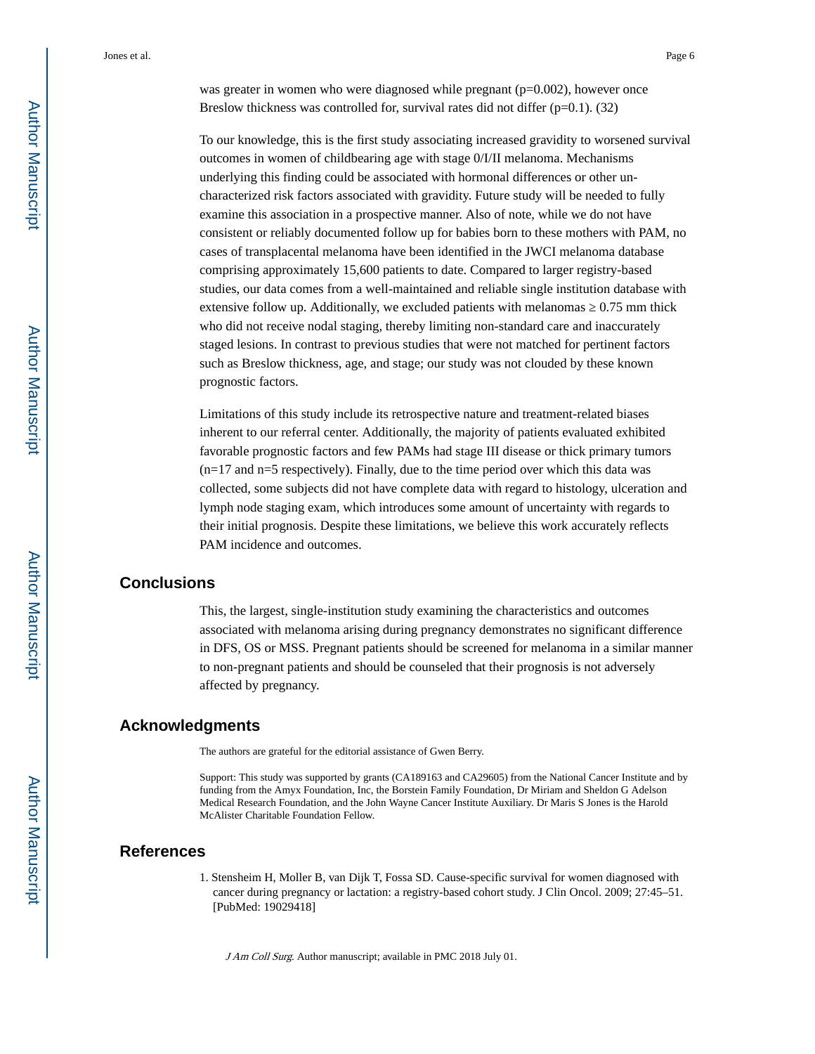was greater in women who were diagnosed while pregnant (p=0.002), however once Breslow thickness was controlled for, survival rates did not differ (p=0.1). (32)

To our knowledge, this is the first study associating increased gravidity to worsened survival outcomes in women of childbearing age with stage 0/I/II melanoma. Mechanisms underlying this finding could be associated with hormonal differences or other un-characterized risk factors associated with gravidity. Future study will be needed to fully examine this association in a prospective manner. Also of note, while we do not have consistent or reliably documented follow up for babies born to these mothers with PAM, no cases of transplacental melanoma have been identified in the JWCI melanoma database comprising approximately 15,600 patients to date. Compared to larger registry-based studies, our data comes from a well-maintained and reliable single institution database with extensive follow up. Additionally, we excluded patients with melanomas ≥ 0.75 mm thick who did not receive nodal staging, thereby limiting non-standard care and inaccurately staged lesions. In contrast to previous studies that were not matched for pertinent factors such as Breslow thickness, age, and stage; our study was not clouded by these known prognostic factors.

Limitations of this study include its retrospective nature and treatment-related biases inherent to our referral center. Additionally, the majority of patients evaluated exhibited favorable prognostic factors and few PAMs had stage III disease or thick primary tumors (n=17 and n=5 respectively). Finally, due to the time period over which this data was collected, some subjects did not have complete data with regard to histology, ulceration and lymph node staging exam, which introduces some amount of uncertainty with regards to their initial prognosis. Despite these limitations, we believe this work accurately reflects PAM incidence and outcomes.

## Conclusions

This, the largest, single-institution study examining the characteristics and outcomes associated with melanoma arising during pregnancy demonstrates no significant difference in DFS, OS or MSS. Pregnant patients should be screened for melanoma in a similar manner to non-pregnant patients and should be counseled that their prognosis is not adversely affected by pregnancy.

## Acknowledgments

The authors are grateful for the editorial assistance of Gwen Berry.

Support: This study was supported by grants (CA189163 and CA29605) from the National Cancer Institute and by funding from the Amyx Foundation, Inc, the Borstein Family Foundation, Dr Miriam and Sheldon G Adelson Medical Research Foundation, and the John Wayne Cancer Institute Auxiliary. Dr Maris S Jones is the Harold McAlister Charitable Foundation Fellow.

## References

1. Stensheim H, Moller B, van Dijk T, Fossa SD. Cause-specific survival for women diagnosed with cancer during pregnancy or lactation: a registry-based cohort study. J Clin Oncol. 2009; 27:45–51. [PubMed: 19029418]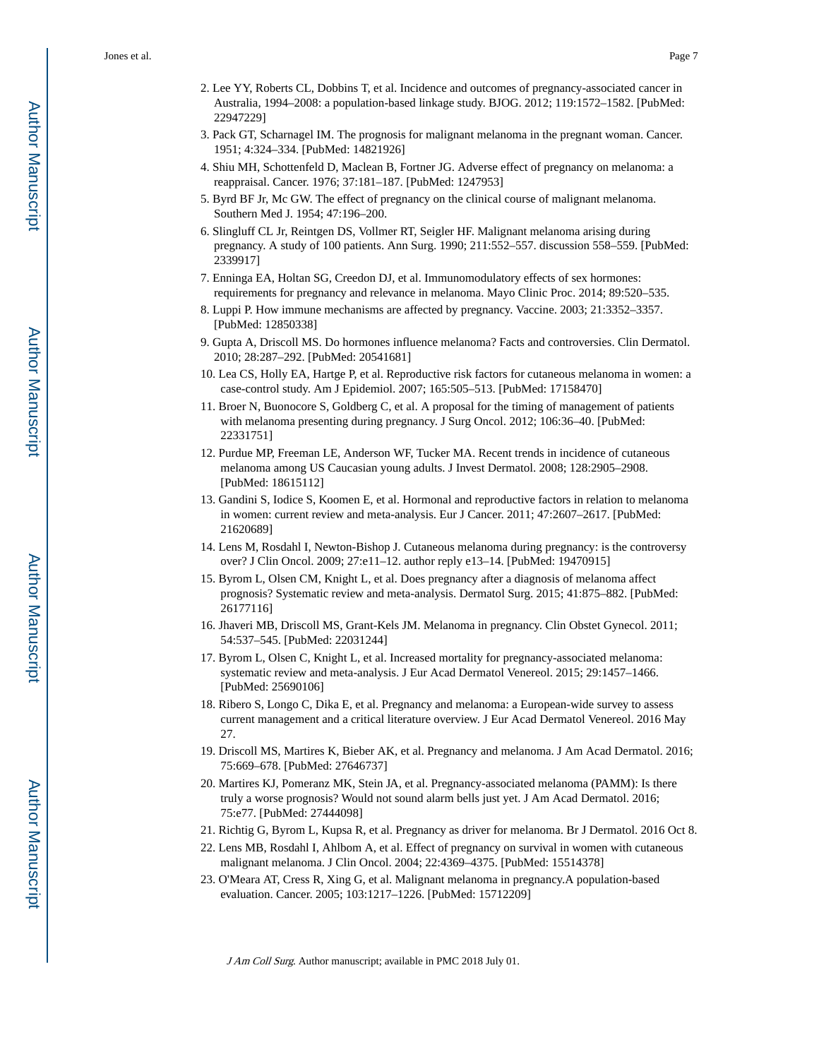2. Lee YY, Roberts CL, Dobbins T, et al. Incidence and outcomes of pregnancy-associated cancer in Australia, 1994–2008: a population-based linkage study. BJOG. 2012; 119:1572–1582. [PubMed: 22947229]
3. Pack GT, Scharnagel IM. The prognosis for malignant melanoma in the pregnant woman. Cancer. 1951; 4:324–334. [PubMed: 14821926]
4. Shiu MH, Schottenfeld D, Maclean B, Fortner JG. Adverse effect of pregnancy on melanoma: a reappraisal. Cancer. 1976; 37:181–187. [PubMed: 1247953]
5. Byrd BF Jr, Mc GW. The effect of pregnancy on the clinical course of malignant melanoma. Southern Med J. 1954; 47:196–200.
6. Slingluff CL Jr, Reintgen DS, Vollmer RT, Seigler HF. Malignant melanoma arising during pregnancy. A study of 100 patients. Ann Surg. 1990; 211:552–557. discussion 558–559. [PubMed: 2339917]
7. Enninga EA, Holtan SG, Creedon DJ, et al. Immunomodulatory effects of sex hormones: requirements for pregnancy and relevance in melanoma. Mayo Clinic Proc. 2014; 89:520–535.
8. Luppi P. How immune mechanisms are affected by pregnancy. Vaccine. 2003; 21:3352–3357. [PubMed: 12850338]
9. Gupta A, Driscoll MS. Do hormones influence melanoma? Facts and controversies. Clin Dermatol. 2010; 28:287–292. [PubMed: 20541681]
10. Lea CS, Holly EA, Hartge P, et al. Reproductive risk factors for cutaneous melanoma in women: a case-control study. Am J Epidemiol. 2007; 165:505–513. [PubMed: 17158470]
11. Broer N, Buonocore S, Goldberg C, et al. A proposal for the timing of management of patients with melanoma presenting during pregnancy. J Surg Oncol. 2012; 106:36–40. [PubMed: 22331751]
12. Purdue MP, Freeman LE, Anderson WF, Tucker MA. Recent trends in incidence of cutaneous melanoma among US Caucasian young adults. J Invest Dermatol. 2008; 128:2905–2908. [PubMed: 18615112]
13. Gandini S, Iodice S, Koomen E, et al. Hormonal and reproductive factors in relation to melanoma in women: current review and meta-analysis. Eur J Cancer. 2011; 47:2607–2617. [PubMed: 21620689]
14. Lens M, Rosdahl I, Newton-Bishop J. Cutaneous melanoma during pregnancy: is the controversy over? J Clin Oncol. 2009; 27:e11–12. author reply e13–14. [PubMed: 19470915]
15. Byrom L, Olsen CM, Knight L, et al. Does pregnancy after a diagnosis of melanoma affect prognosis? Systematic review and meta-analysis. Dermatol Surg. 2015; 41:875–882. [PubMed: 26177116]
16. Jhaveri MB, Driscoll MS, Grant-Kels JM. Melanoma in pregnancy. Clin Obstet Gynecol. 2011; 54:537–545. [PubMed: 22031244]
17. Byrom L, Olsen C, Knight L, et al. Increased mortality for pregnancy-associated melanoma: systematic review and meta-analysis. J Eur Acad Dermatol Venereol. 2015; 29:1457–1466. [PubMed: 25690106]
18. Ribero S, Longo C, Dika E, et al. Pregnancy and melanoma: a European-wide survey to assess current management and a critical literature overview. J Eur Acad Dermatol Venereol. 2016 May 27.
19. Driscoll MS, Martires K, Bieber AK, et al. Pregnancy and melanoma. J Am Acad Dermatol. 2016; 75:669–678. [PubMed: 27646737]
20. Martires KJ, Pomeranz MK, Stein JA, et al. Pregnancy-associated melanoma (PAMM): Is there truly a worse prognosis? Would not sound alarm bells just yet. J Am Acad Dermatol. 2016; 75:e77. [PubMed: 27444098]
21. Richtig G, Byrom L, Kupsa R, et al. Pregnancy as driver for melanoma. Br J Dermatol. 2016 Oct 8.
22. Lens MB, Rosdahl I, Ahlbom A, et al. Effect of pregnancy on survival in women with cutaneous malignant melanoma. J Clin Oncol. 2004; 22:4369–4375. [PubMed: 15514378]
23. O'Meara AT, Cress R, Xing G, et al. Malignant melanoma in pregnancy.A population-based evaluation. Cancer. 2005; 103:1217–1226. [PubMed: 15712209]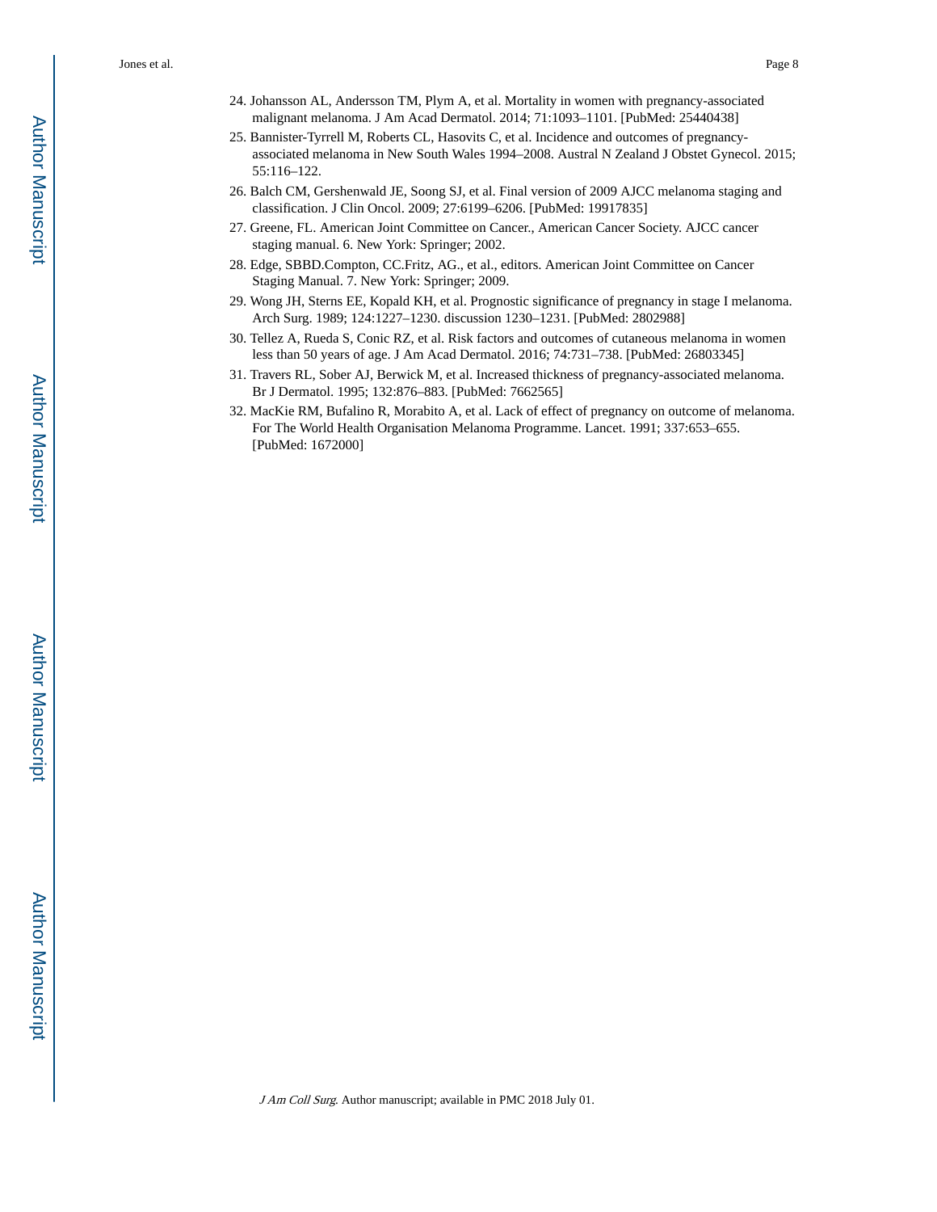24. Johansson AL, Andersson TM, Plym A, et al. Mortality in women with pregnancy-associated malignant melanoma. J Am Acad Dermatol. 2014; 71:1093–1101. [PubMed: 25440438]
25. Bannister-Tyrrell M, Roberts CL, Hasovits C, et al. Incidence and outcomes of pregnancy-associated melanoma in New South Wales 1994–2008. Austral N Zealand J Obstet Gynecol. 2015; 55:116–122.
26. Balch CM, Gershenwald JE, Soong SJ, et al. Final version of 2009 AJCC melanoma staging and classification. J Clin Oncol. 2009; 27:6199–6206. [PubMed: 19917835]
27. Greene, FL. American Joint Committee on Cancer., American Cancer Society. AJCC cancer staging manual. 6. New York: Springer; 2002.
28. Edge, SBBD.Compton, CC.Fritz, AG., et al., editors. American Joint Committee on Cancer Staging Manual. 7. New York: Springer; 2009.
29. Wong JH, Sterns EE, Kopald KH, et al. Prognostic significance of pregnancy in stage I melanoma. Arch Surg. 1989; 124:1227–1230. discussion 1230–1231. [PubMed: 2802988]
30. Tellez A, Rueda S, Conic RZ, et al. Risk factors and outcomes of cutaneous melanoma in women less than 50 years of age. J Am Acad Dermatol. 2016; 74:731–738. [PubMed: 26803345]
31. Travers RL, Sober AJ, Berwick M, et al. Increased thickness of pregnancy-associated melanoma. Br J Dermatol. 1995; 132:876–883. [PubMed: 7662565]
32. MacKie RM, Bufalino R, Morabito A, et al. Lack of effect of pregnancy on outcome of melanoma. For The World Health Organisation Melanoma Programme. Lancet. 1991; 337:653–655. [PubMed: 1672000]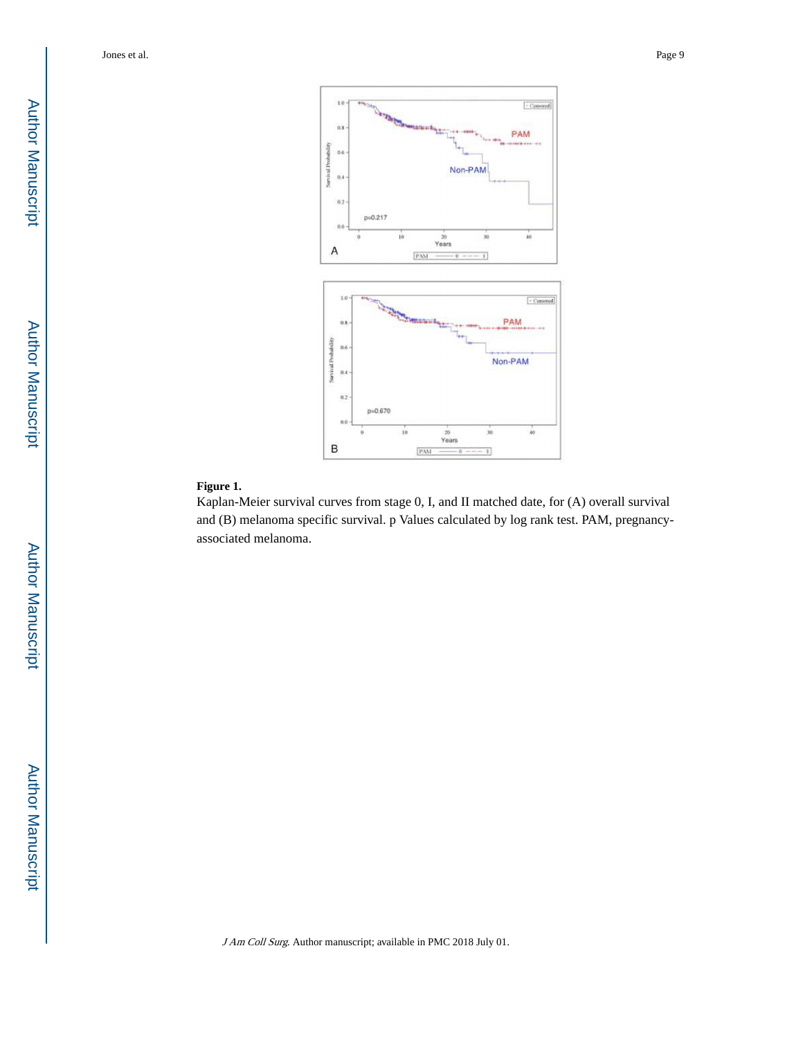**Figure 1.**

Kaplan-Meier survival curves from stage 0, I, and II matched date, for (A) overall survival and (B) melanoma specific survival. p Values calculated by log rank test. PAM, pregnancy-associated melanoma.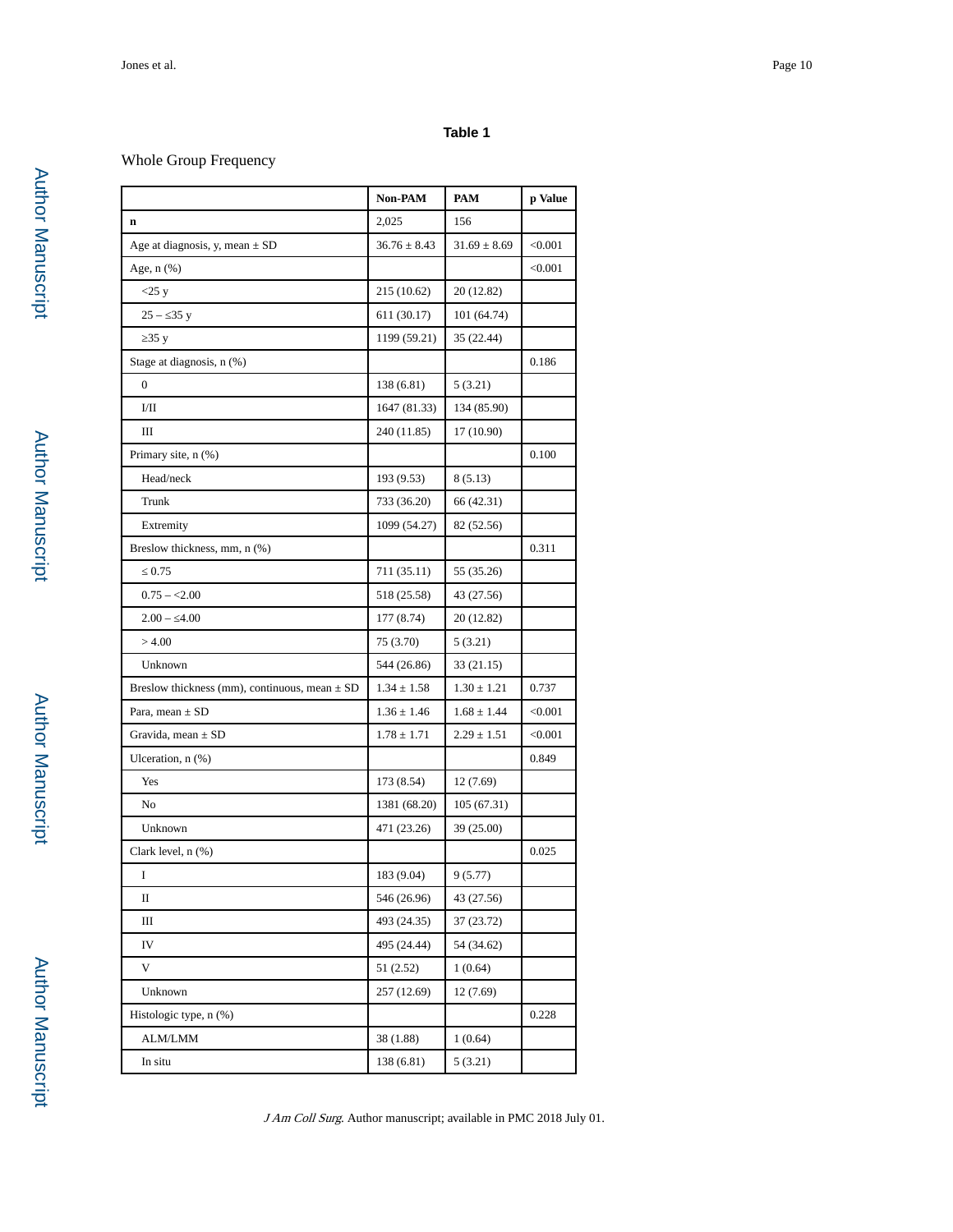**Table 1**

Whole Group Frequency

| | Non-PAM | PAM | p Value |
|---|---|---|---|
| **n** | 2,025 | 156 | |
| Age at diagnosis, y, mean ± SD | 36.76 ± 8.43 | 31.69 ± 8.69 | <0.001 |
| Age, n (%) | | | <0.001 |
| <25 y | 215 (10.62) | 20 (12.82) | |
| 25 – ≤35 y | 611 (30.17) | 101 (64.74) | |
| ≥35 y | 1199 (59.21) | 35 (22.44) | |
| Stage at diagnosis, n (%) | | | 0.186 |
| 0 | 138 (6.81) | 5 (3.21) | |
| I/II | 1647 (81.33) | 134 (85.90) | |
| III | 240 (11.85) | 17 (10.90) | |
| Primary site, n (%) | | | 0.100 |
| Head/neck | 193 (9.53) | 8 (5.13) | |
| Trunk | 733 (36.20) | 66 (42.31) | |
| Extremity | 1099 (54.27) | 82 (52.56) | |
| Breslow thickness, mm, n (%) | | | 0.311 |
| ≤ 0.75 | 711 (35.11) | 55 (35.26) | |
| 0.75 – <2.00 | 518 (25.58) | 43 (27.56) | |
| 2.00 – ≤4.00 | 177 (8.74) | 20 (12.82) | |
| > 4.00 | 75 (3.70) | 5 (3.21) | |
| Unknown | 544 (26.86) | 33 (21.15) | |
| Breslow thickness (mm), continuous, mean ± SD | 1.34 ± 1.58 | 1.30 ± 1.21 | 0.737 |
| Para, mean ± SD | 1.36 ± 1.46 | 1.68 ± 1.44 | <0.001 |
| Gravida, mean ± SD | 1.78 ± 1.71 | 2.29 ± 1.51 | <0.001 |
| Ulceration, n (%) | | | 0.849 |
| Yes | 173 (8.54) | 12 (7.69) | |
| No | 1381 (68.20) | 105 (67.31) | |
| Unknown | 471 (23.26) | 39 (25.00) | |
| Clark level, n (%) | | | 0.025 |
| I | 183 (9.04) | 9 (5.77) | |
| II | 546 (26.96) | 43 (27.56) | |
| III | 493 (24.35) | 37 (23.72) | |
| IV | 495 (24.44) | 54 (34.62) | |
| V | 51 (2.52) | 1 (0.64) | |
| Unknown | 257 (12.69) | 12 (7.69) | |
| Histologic type, n (%) | | | 0.228 |
| ALM/LMM | 38 (1.88) | 1 (0.64) | |
| In situ | 138 (6.81) | 5 (3.21) | |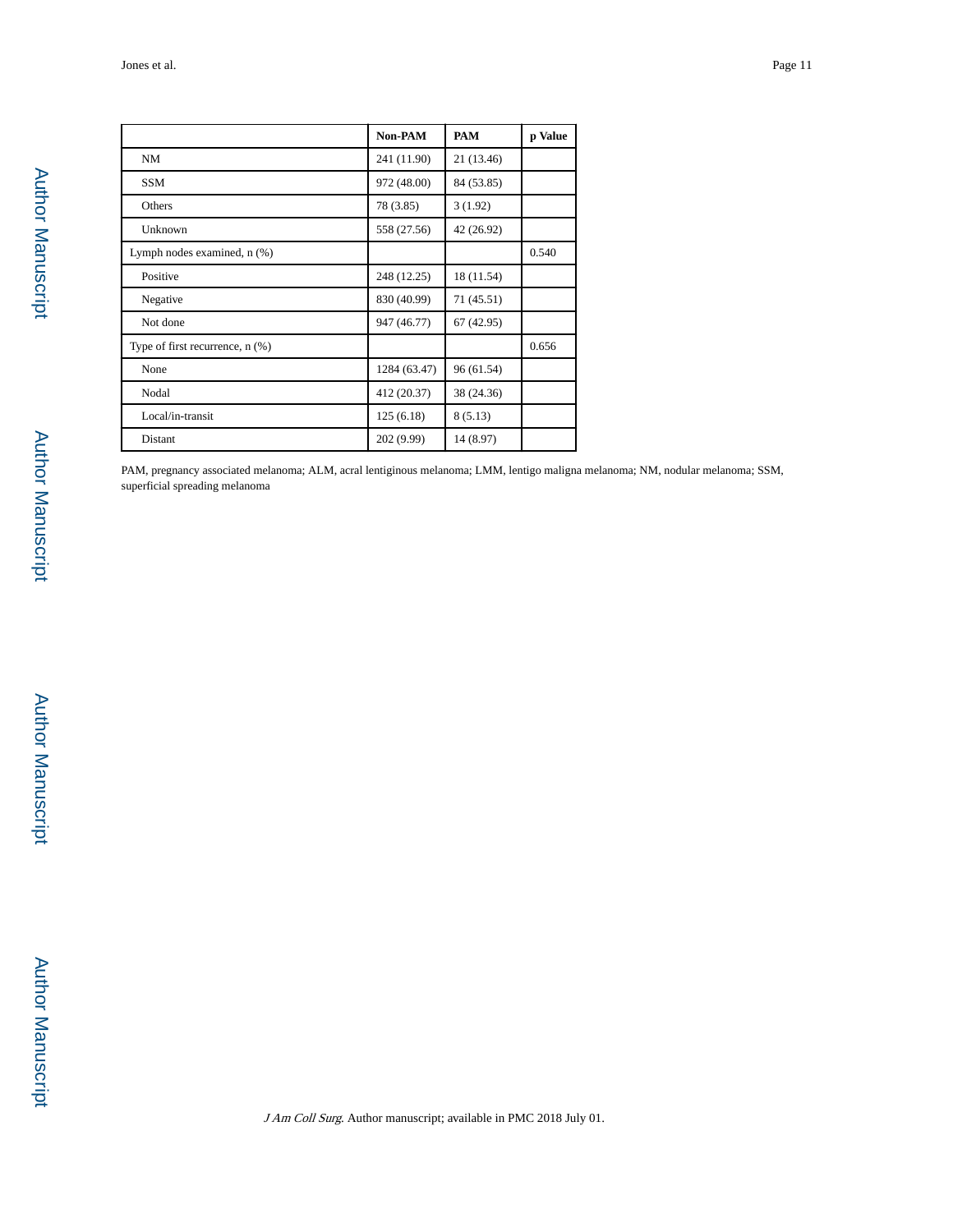| | Non-PAM | PAM | p Value |
|---|---|---|---|
| NM | 241 (11.90) | 21 (13.46) | |
| SSM | 972 (48.00) | 84 (53.85) | |
| Others | 78 (3.85) | 3 (1.92) | |
| Unknown | 558 (27.56) | 42 (26.92) | |
| Lymph nodes examined, n (%) | | | 0.540 |
| Positive | 248 (12.25) | 18 (11.54) | |
| Negative | 830 (40.99) | 71 (45.51) | |
| Not done | 947 (46.77) | 67 (42.95) | |
| Type of first recurrence, n (%) | | | 0.656 |
| None | 1284 (63.47) | 96 (61.54) | |
| Nodal | 412 (20.37) | 38 (24.36) | |
| Local/in-transit | 125 (6.18) | 8 (5.13) | |
| Distant | 202 (9.99) | 14 (8.97) | |

PAM, pregnancy associated melanoma; ALM, acral lentiginous melanoma; LMM, lentigo maligna melanoma; NM, nodular melanoma; SSM, superficial spreading melanoma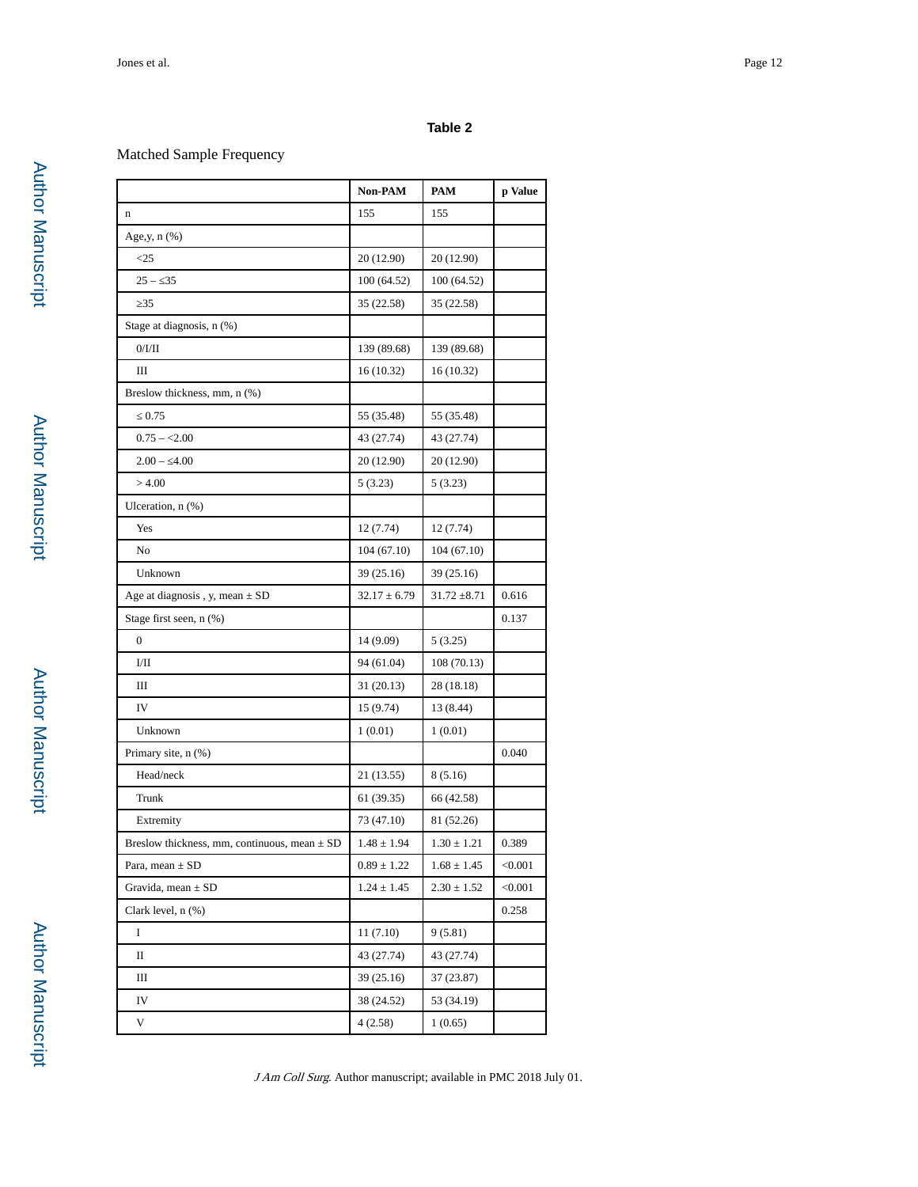**Table 2**

Matched Sample Frequency

| | Non-PAM | PAM | p Value |
|---|---|---|---|
| n | 155 | 155 | |
| Age,y, n (%) | | | |
| <25 | 20 (12.90) | 20 (12.90) | |
| 25 – ≤35 | 100 (64.52) | 100 (64.52) | |
| ≥35 | 35 (22.58) | 35 (22.58) | |
| Stage at diagnosis, n (%) | | | |
| 0/I/II | 139 (89.68) | 139 (89.68) | |
| III | 16 (10.32) | 16 (10.32) | |
| Breslow thickness, mm, n (%) | | | |
| ≤ 0.75 | 55 (35.48) | 55 (35.48) | |
| 0.75 – <2.00 | 43 (27.74) | 43 (27.74) | |
| 2.00 – ≤4.00 | 20 (12.90) | 20 (12.90) | |
| > 4.00 | 5 (3.23) | 5 (3.23) | |
| Ulceration, n (%) | | | |
| Yes | 12 (7.74) | 12 (7.74) | |
| No | 104 (67.10) | 104 (67.10) | |
| Unknown | 39 (25.16) | 39 (25.16) | |
| Age at diagnosis , y, mean ± SD | 32.17 ± 6.79 | 31.72 ±8.71 | 0.616 |
| Stage first seen, n (%) | | | 0.137 |
| 0 | 14 (9.09) | 5 (3.25) | |
| I/II | 94 (61.04) | 108 (70.13) | |
| III | 31 (20.13) | 28 (18.18) | |
| IV | 15 (9.74) | 13 (8.44) | |
| Unknown | 1 (0.01) | 1 (0.01) | |
| Primary site, n (%) | | | 0.040 |
| Head/neck | 21 (13.55) | 8 (5.16) | |
| Trunk | 61 (39.35) | 66 (42.58) | |
| Extremity | 73 (47.10) | 81 (52.26) | |
| Breslow thickness, mm, continuous, mean ± SD | 1.48 ± 1.94 | 1.30 ± 1.21 | 0.389 |
| Para, mean ± SD | 0.89 ± 1.22 | 1.68 ± 1.45 | <0.001 |
| Gravida, mean ± SD | 1.24 ± 1.45 | 2.30 ± 1.52 | <0.001 |
| Clark level, n (%) | | | 0.258 |
| I | 11 (7.10) | 9 (5.81) | |
| II | 43 (27.74) | 43 (27.74) | |
| III | 39 (25.16) | 37 (23.87) | |
| IV | 38 (24.52) | 53 (34.19) | |
| V | 4 (2.58) | 1 (0.65) | |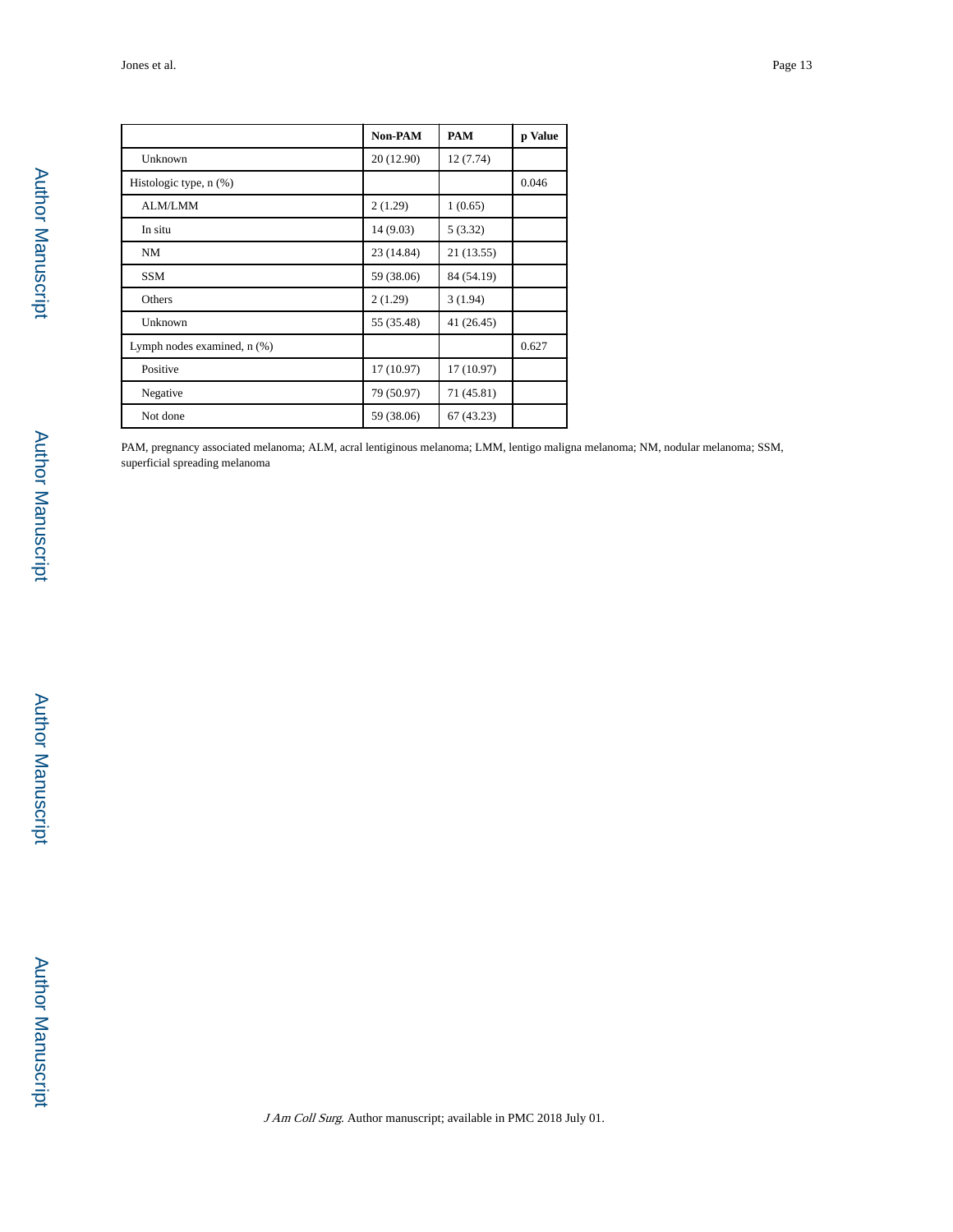| | Non-PAM | PAM | p Value |
|---|---|---|---|
| Unknown | 20 (12.90) | 12 (7.74) | |
| Histologic type, n (%) | | | 0.046 |
| ALM/LMM | 2 (1.29) | 1 (0.65) | |
| In situ | 14 (9.03) | 5 (3.32) | |
| NM | 23 (14.84) | 21 (13.55) | |
| SSM | 59 (38.06) | 84 (54.19) | |
| Others | 2 (1.29) | 3 (1.94) | |
| Unknown | 55 (35.48) | 41 (26.45) | |
| Lymph nodes examined, n (%) | | | 0.627 |
| Positive | 17 (10.97) | 17 (10.97) | |
| Negative | 79 (50.97) | 71 (45.81) | |
| Not done | 59 (38.06) | 67 (43.23) | |

PAM, pregnancy associated melanoma; ALM, acral lentiginous melanoma; LMM, lentigo maligna melanoma; NM, nodular melanoma; SSM, superficial spreading melanoma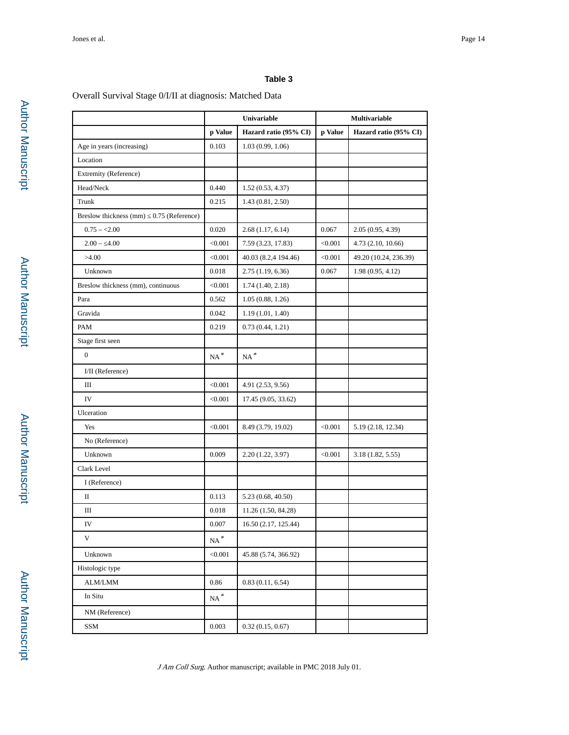**Table 3**

Overall Survival Stage 0/I/II at diagnosis: Matched Data

| | Univariable | | Multivariable | |
|---|---|---|---|---|
| | p Value | Hazard ratio (95% CI) | p Value | Hazard ratio (95% CI) |
| Age in years (increasing) | 0.103 | 1.03 (0.99, 1.06) | | |
| Location | | | | |
| Extremity (Reference) | | | | |
| Head/Neck | 0.440 | 1.52 (0.53, 4.37) | | |
| Trunk | 0.215 | 1.43 (0.81, 2.50) | | |
| Breslow thickness (mm) ≤ 0.75 (Reference) | | | | |
| 0.75 – <2.00 | 0.020 | 2.68 (1.17, 6.14) | 0.067 | 2.05 (0.95, 4.39) |
| 2.00 – ≤4.00 | <0.001 | 7.59 (3.23, 17.83) | <0.001 | 4.73 (2.10, 10.66) |
| >4.00 | <0.001 | 40.03 (8.2,4 194.46) | <0.001 | 49.20 (10.24, 236.39) |
| Unknown | 0.018 | 2.75 (1.19, 6.36) | 0.067 | 1.98 (0.95, 4.12) |
| Breslow thickness (mm), continuous | <0.001 | 1.74 (1.40, 2.18) | | |
| Para | 0.562 | 1.05 (0.88, 1.26) | | |
| Gravida | 0.042 | 1.19 (1.01, 1.40) | | |
| PAM | 0.219 | 0.73 (0.44, 1.21) | | |
| Stage first seen | | | | |
| 0 | NA* | NA* | | |
| I/II (Reference) | | | | |
| III | <0.001 | 4.91 (2.53, 9.56) | | |
| IV | <0.001 | 17.45 (9.05, 33.62) | | |
| Ulceration | | | | |
| Yes | <0.001 | 8.49 (3.79, 19.02) | <0.001 | 5.19 (2.18, 12.34) |
| No (Reference) | | | | |
| Unknown | 0.009 | 2.20 (1.22, 3.97) | <0.001 | 3.18 (1.82, 5.55) |
| Clark Level | | | | |
| I (Reference) | | | | |
| II | 0.113 | 5.23 (0.68, 40.50) | | |
| III | 0.018 | 11.26 (1.50, 84.28) | | |
| IV | 0.007 | 16.50 (2.17, 125.44) | | |
| V | NA* | | | |
| Unknown | <0.001 | 45.88 (5.74, 366.92) | | |
| Histologic type | | | | |
| ALM/LMM | 0.86 | 0.83 (0.11, 6.54) | | |
| In Situ | NA* | | | |
| NM (Reference) | | | | |
| SSM | 0.003 | 0.32 (0.15, 0.67) | | |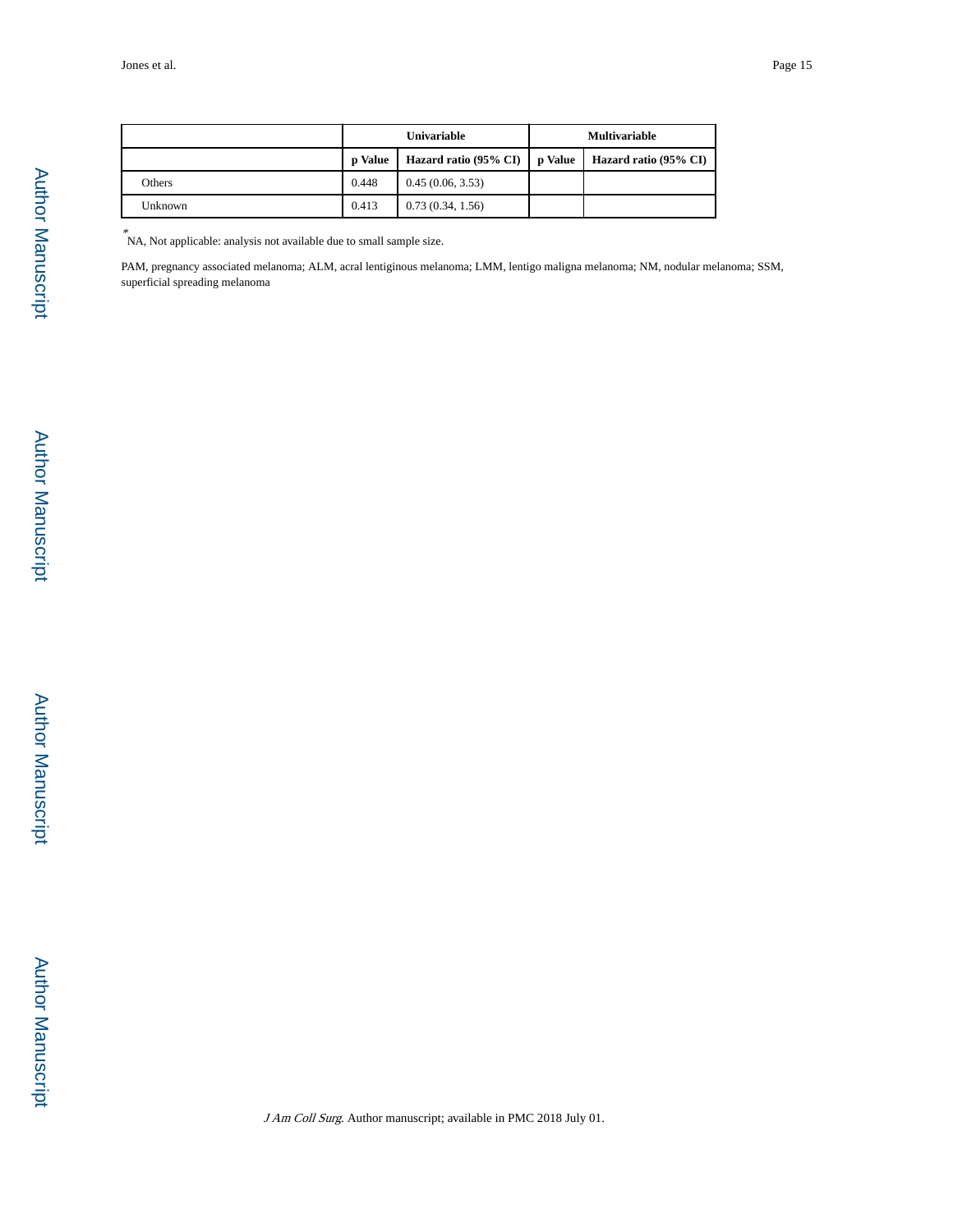| | Univariable | | Multivariable | |
|---|---|---|---|---|
| | p Value | Hazard ratio (95% CI) | p Value | Hazard ratio (95% CI) |
| Others | 0.448 | 0.45 (0.06, 3.53) | | |
| Unknown | 0.413 | 0.73 (0.34, 1.56) | | |

*NA, Not applicable: analysis not available due to small sample size.

PAM, pregnancy associated melanoma; ALM, acral lentiginous melanoma; LMM, lentigo maligna melanoma; NM, nodular melanoma; SSM, superficial spreading melanoma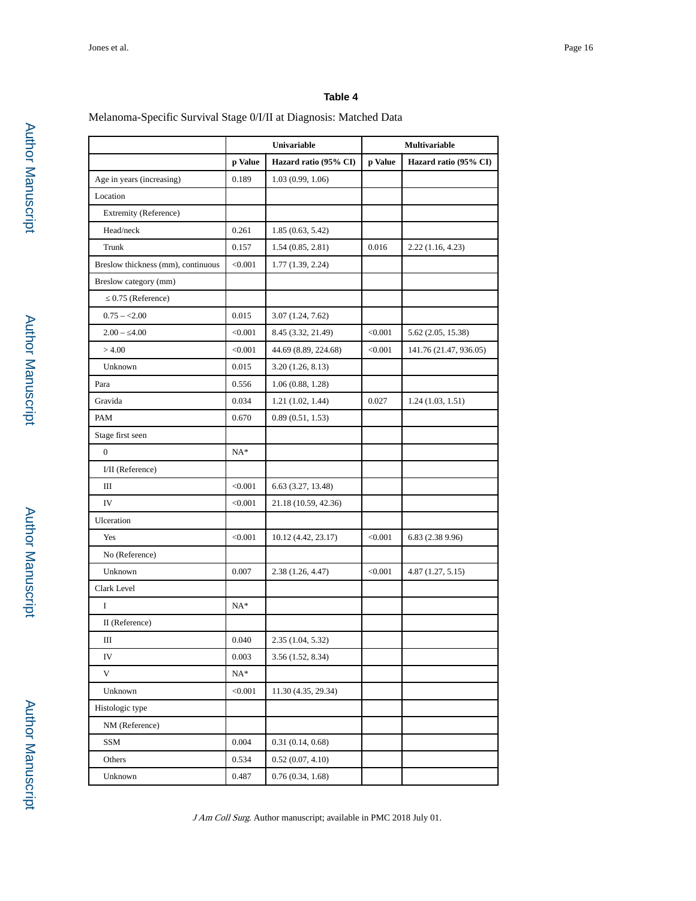# Table 4

Melanoma-Specific Survival Stage 0/I/II at Diagnosis: Matched Data

| | Univariable | | Multivariable | |
|---|---|---|---|---|
| | p Value | Hazard ratio (95% CI) | p Value | Hazard ratio (95% CI) |
| Age in years (increasing) | 0.189 | 1.03 (0.99, 1.06) | | |
| Location | | | | |
| Extremity (Reference) | | | | |
| Head/neck | 0.261 | 1.85 (0.63, 5.42) | | |
| Trunk | 0.157 | 1.54 (0.85, 2.81) | 0.016 | 2.22 (1.16, 4.23) |
| Breslow thickness (mm), continuous | <0.001 | 1.77 (1.39, 2.24) | | |
| Breslow category (mm) | | | | |
| ≤ 0.75 (Reference) | | | | |
| 0.75 – <2.00 | 0.015 | 3.07 (1.24, 7.62) | | |
| 2.00 – ≤4.00 | <0.001 | 8.45 (3.32, 21.49) | <0.001 | 5.62 (2.05, 15.38) |
| > 4.00 | <0.001 | 44.69 (8.89, 224.68) | <0.001 | 141.76 (21.47, 936.05) |
| Unknown | 0.015 | 3.20 (1.26, 8.13) | | |
| Para | 0.556 | 1.06 (0.88, 1.28) | | |
| Gravida | 0.034 | 1.21 (1.02, 1.44) | 0.027 | 1.24 (1.03, 1.51) |
| PAM | 0.670 | 0.89 (0.51, 1.53) | | |
| Stage first seen | | | | |
| 0 | NA* | | | |
| I/II (Reference) | | | | |
| III | <0.001 | 6.63 (3.27, 13.48) | | |
| IV | <0.001 | 21.18 (10.59, 42.36) | | |
| Ulceration | | | | |
| Yes | <0.001 | 10.12 (4.42, 23.17) | <0.001 | 6.83 (2.38 9.96) |
| No (Reference) | | | | |
| Unknown | 0.007 | 2.38 (1.26, 4.47) | <0.001 | 4.87 (1.27, 5.15) |
| Clark Level | | | | |
| I | NA* | | | |
| II (Reference) | | | | |
| III | 0.040 | 2.35 (1.04, 5.32) | | |
| IV | 0.003 | 3.56 (1.52, 8.34) | | |
| V | NA* | | | |
| Unknown | <0.001 | 11.30 (4.35, 29.34) | | |
| Histologic type | | | | |
| NM (Reference) | | | | |
| SSM | 0.004 | 0.31 (0.14, 0.68) | | |
| Others | 0.534 | 0.52 (0.07, 4.10) | | |
| Unknown | 0.487 | 0.76 (0.34, 1.68) | | |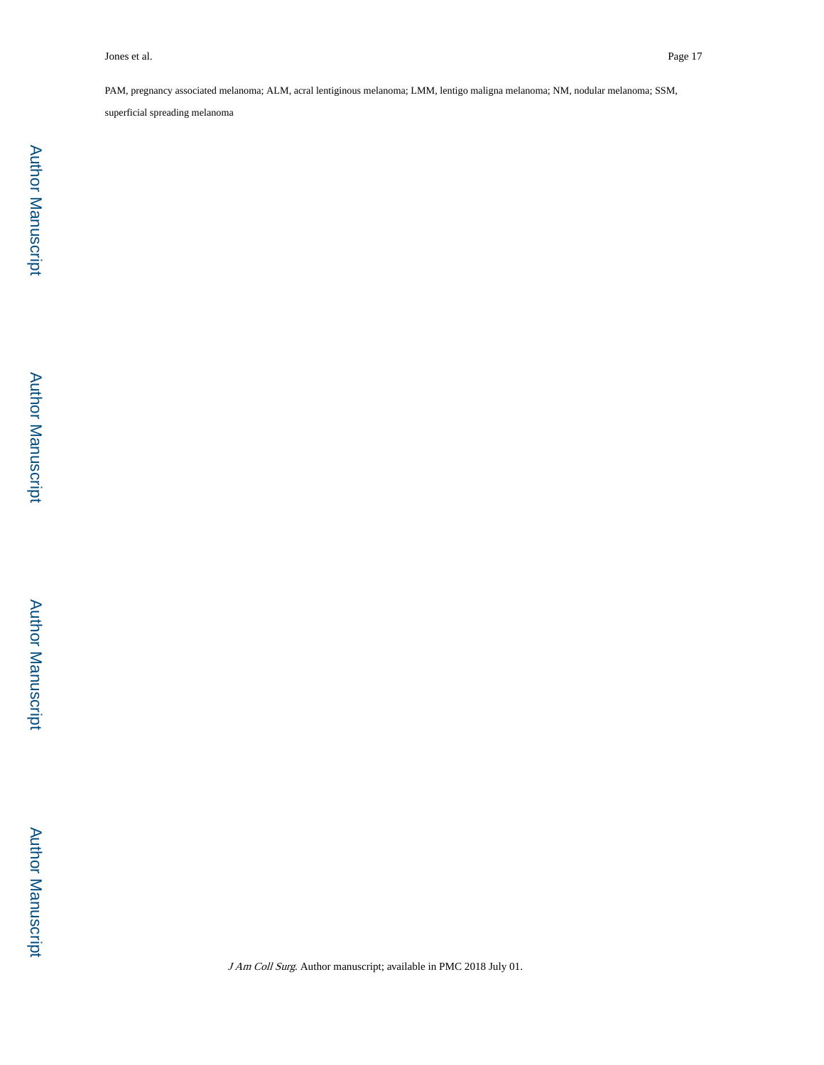PAM, pregnancy associated melanoma; ALM, acral lentiginous melanoma; LMM, lentigo maligna melanoma; NM, nodular melanoma; SSM, superficial spreading melanoma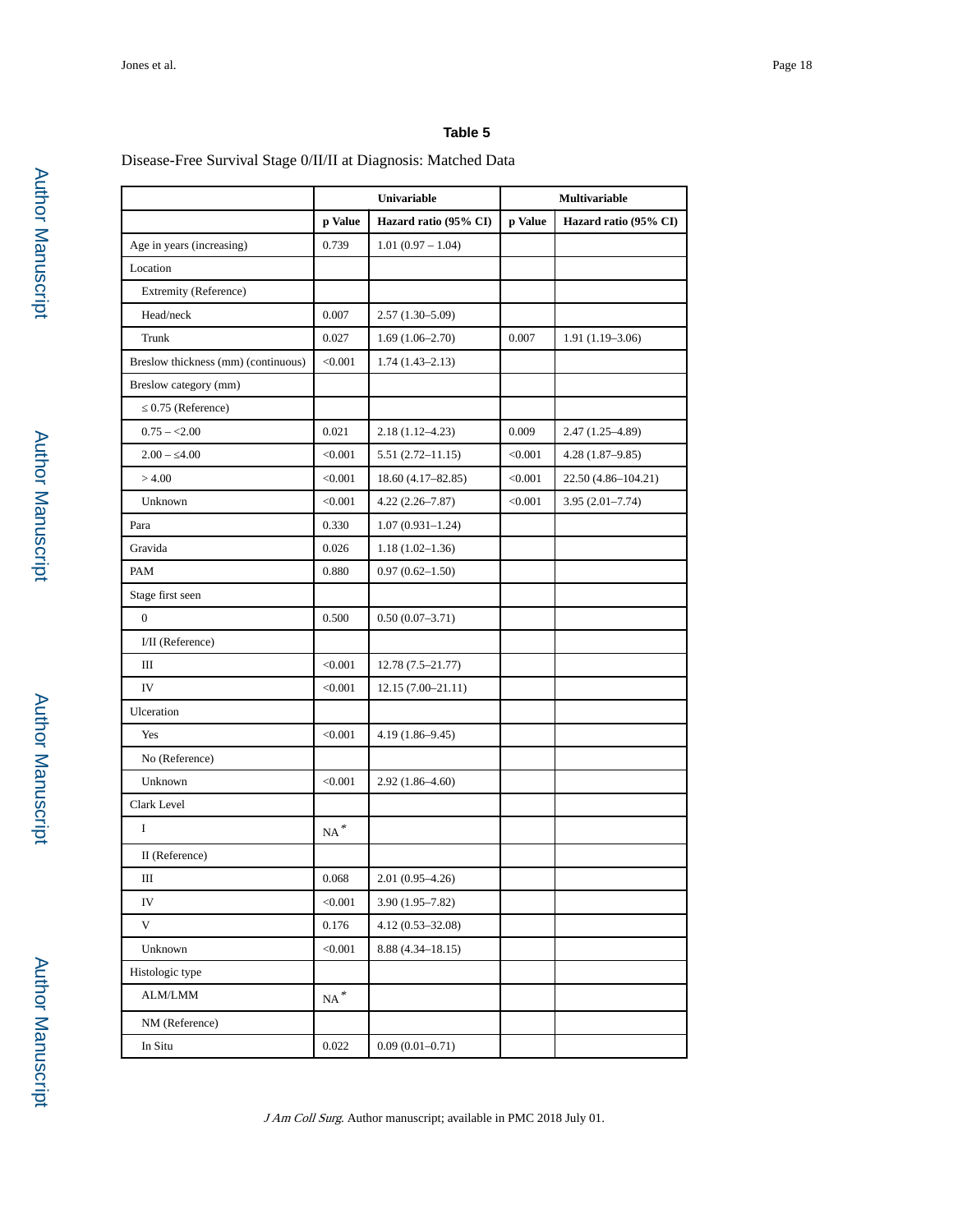**Table 5**

Disease-Free Survival Stage 0/II/II at Diagnosis: Matched Data

| | Univariable | | Multivariable | |
|---|---|---|---|---|
| | p Value | Hazard ratio (95% CI) | p Value | Hazard ratio (95% CI) |
| Age in years (increasing) | 0.739 | 1.01 (0.97 – 1.04) | | |
| Location | | | | |
| Extremity (Reference) | | | | |
| Head/neck | 0.007 | 2.57 (1.30–5.09) | | |
| Trunk | 0.027 | 1.69 (1.06–2.70) | 0.007 | 1.91 (1.19–3.06) |
| Breslow thickness (mm) (continuous) | <0.001 | 1.74 (1.43–2.13) | | |
| Breslow category (mm) | | | | |
| ≤ 0.75 (Reference) | | | | |
| 0.75 – <2.00 | 0.021 | 2.18 (1.12–4.23) | 0.009 | 2.47 (1.25–4.89) |
| 2.00 – ≤4.00 | <0.001 | 5.51 (2.72–11.15) | <0.001 | 4.28 (1.87–9.85) |
| > 4.00 | <0.001 | 18.60 (4.17–82.85) | <0.001 | 22.50 (4.86–104.21) |
| Unknown | <0.001 | 4.22 (2.26–7.87) | <0.001 | 3.95 (2.01–7.74) |
| Para | 0.330 | 1.07 (0.931–1.24) | | |
| Gravida | 0.026 | 1.18 (1.02–1.36) | | |
| PAM | 0.880 | 0.97 (0.62–1.50) | | |
| Stage first seen | | | | |
| 0 | 0.500 | 0.50 (0.07–3.71) | | |
| I/II (Reference) | | | | |
| III | <0.001 | 12.78 (7.5–21.77) | | |
| IV | <0.001 | 12.15 (7.00–21.11) | | |
| Ulceration | | | | |
| Yes | <0.001 | 4.19 (1.86–9.45) | | |
| No (Reference) | | | | |
| Unknown | <0.001 | 2.92 (1.86–4.60) | | |
| Clark Level | | | | |
| I | NA* | | | |
| II (Reference) | | | | |
| III | 0.068 | 2.01 (0.95–4.26) | | |
| IV | <0.001 | 3.90 (1.95–7.82) | | |
| V | 0.176 | 4.12 (0.53–32.08) | | |
| Unknown | <0.001 | 8.88 (4.34–18.15) | | |
| Histologic type | | | | |
| ALM/LMM | NA* | | | |
| NM (Reference) | | | | |
| In Situ | 0.022 | 0.09 (0.01–0.71) | | |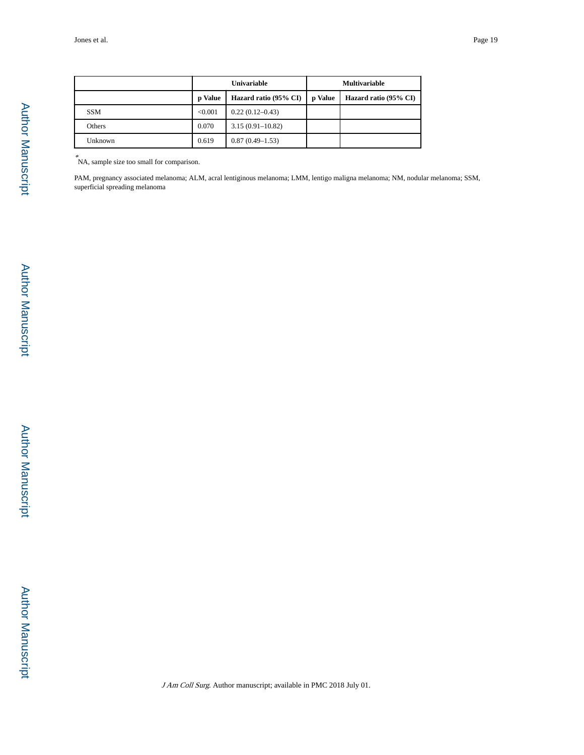| | Univariable | | Multivariable | |
|---|---|---|---|---|
| | p Value | Hazard ratio (95% CI) | p Value | Hazard ratio (95% CI) |
| SSM | <0.001 | 0.22 (0.12–0.43) | | |
| Others | 0.070 | 3.15 (0.91–10.82) | | |
| Unknown | 0.619 | 0.87 (0.49–1.53) | | |

*NA, sample size too small for comparison.

PAM, pregnancy associated melanoma; ALM, acral lentiginous melanoma; LMM, lentigo maligna melanoma; NM, nodular melanoma; SSM, superficial spreading melanoma